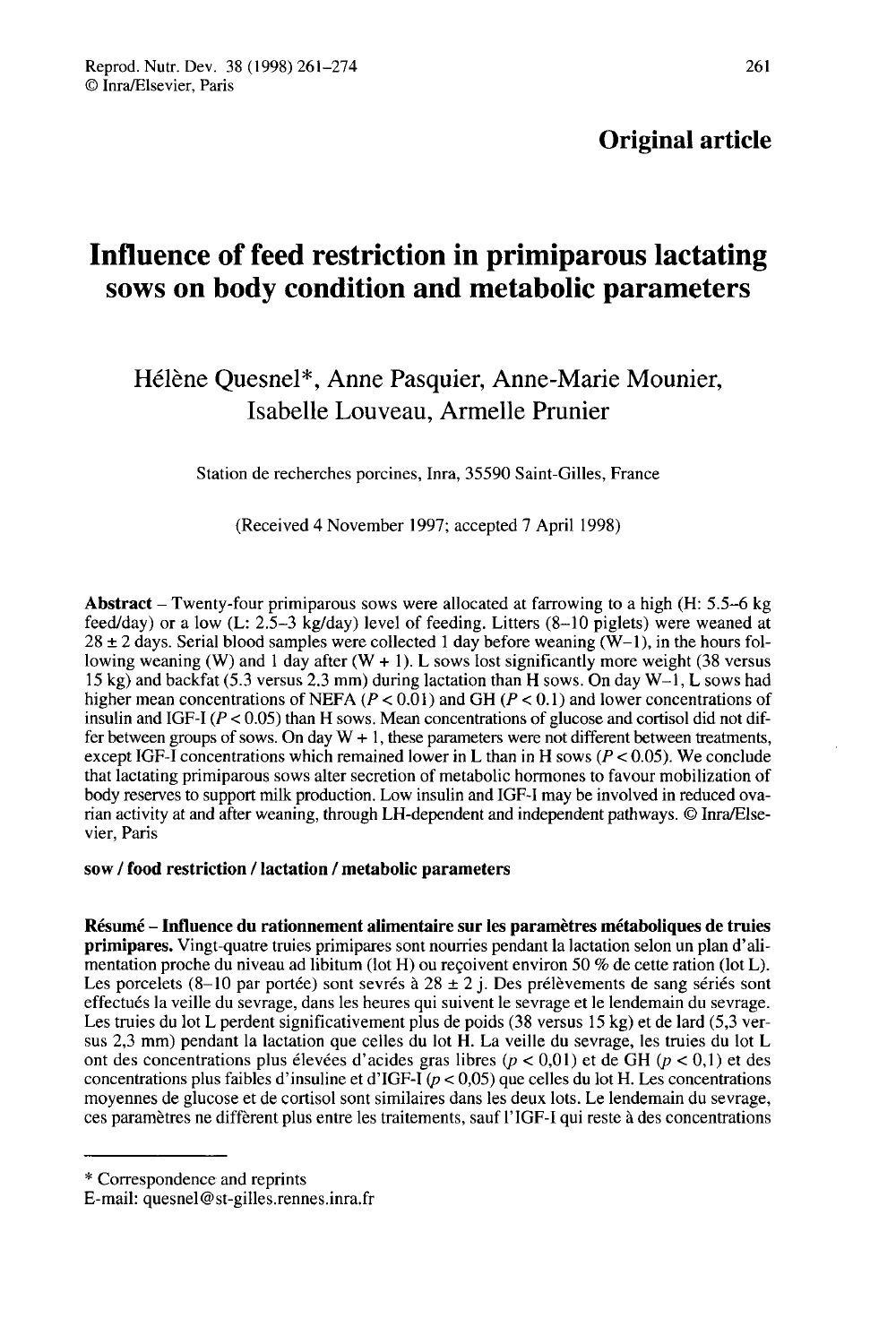**Original article**

# Influence of feed restriction in primiparous lactating sows on body condition and metabolic parameters

Hélène Quesnel*, Anne Pasquier, Anne-Marie Mounier, Isabelle Louveau, Armelle Prunier

Station de recherches porcines, Inra, 35590 Saint-Gilles, France

(Received 4 November 1997; accepted 7 April 1998)

**Abstract** – Twenty-four primiparous sows were allocated at farrowing to a high (H: 5.5–6 kg feed/day) or a low (L: 2.5–3 kg/day) level of feeding. Litters (8–10 piglets) were weaned at 28 ± 2 days. Serial blood samples were collected 1 day before weaning (W–1), in the hours following weaning (W) and 1 day after (W + 1). L sows lost significantly more weight (38 versus 15 kg) and backfat (5.3 versus 2.3 mm) during lactation than H sows. On day W–1, L sows had higher mean concentrations of NEFA ($P < 0.01$) and GH ($P < 0.1$) and lower concentrations of insulin and IGF-I ($P < 0.05$) than H sows. Mean concentrations of glucose and cortisol did not differ between groups of sows. On day W + 1, these parameters were not different between treatments, except IGF-I concentrations which remained lower in L than in H sows ($P < 0.05$). We conclude that lactating primiparous sows alter secretion of metabolic hormones to favour mobilization of body reserves to support milk production. Low insulin and IGF-I may be involved in reduced ovarian activity at and after weaning, through LH-dependent and independent pathways. © Inra/Elsevier, Paris

**sow / food restriction / lactation / metabolic parameters**

**Résumé – Influence du rationnement alimentaire sur les paramètres métaboliques de truies primipares.** Vingt-quatre truies primipares sont nourries pendant la lactation selon un plan d'alimentation proche du niveau ad libitum (lot H) ou reçoivent environ 50 % de cette ration (lot L). Les porcelets (8–10 par portée) sont sevrés à 28 ± 2 j. Des prélèvements de sang sériés sont effectués la veille du sevrage, dans les heures qui suivent le sevrage et le lendemain du sevrage. Les truies du lot L perdent significativement plus de poids (38 versus 15 kg) et de lard (5,3 versus 2,3 mm) pendant la lactation que celles du lot H. La veille du sevrage, les truies du lot L ont des concentrations plus élevées d'acides gras libres ($p < 0,01$) et de GH ($p < 0,1$) et des concentrations plus faibles d'insuline et d'IGF-I ($p < 0,05$) que celles du lot H. Les concentrations moyennes de glucose et de cortisol sont similaires dans les deux lots. Le lendemain du sevrage, ces paramètres ne diffèrent plus entre les traitements, sauf l'IGF-I qui reste à des concentrations

---

\* Correspondence and reprints

E-mail: quesnel@st-gilles.rennes.inra.fr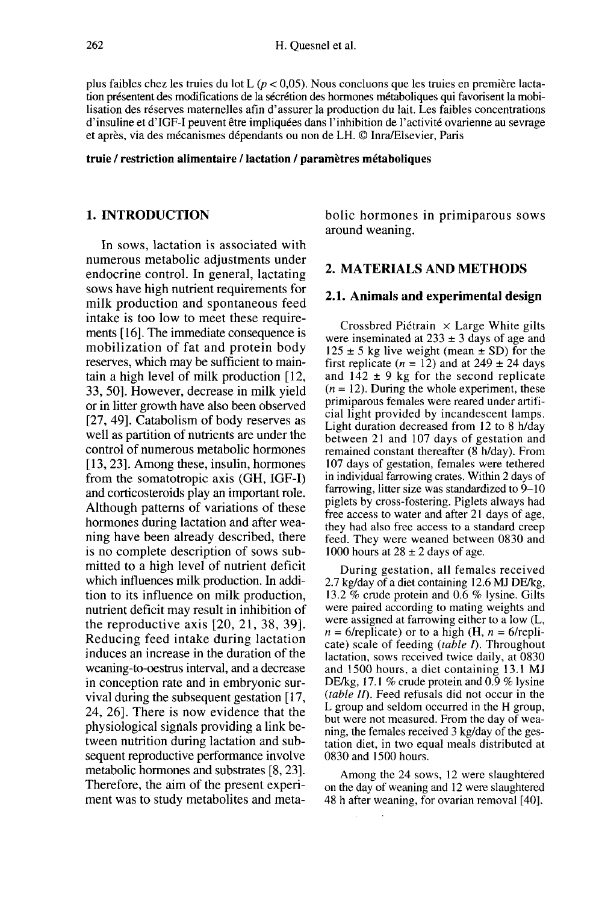plus faibles chez les truies du lot L ($p < 0,05$). Nous concluons que les truies en première lactation présentent des modifications de la sécrétion des hormones métaboliques qui favorisent la mobilisation des réserves maternelles afin d'assurer la production du lait. Les faibles concentrations d'insuline et d'IGF-I peuvent être impliquées dans l'inhibition de l'activité ovarienne au sevrage et après, via des mécanismes dépendants ou non de LH. © Inra/Elsevier, Paris

**truie / restriction alimentaire / lactation / paramètres métaboliques**

## 1. INTRODUCTION

In sows, lactation is associated with numerous metabolic adjustments under endocrine control. In general, lactating sows have high nutrient requirements for milk production and spontaneous feed intake is too low to meet these requirements [16]. The immediate consequence is mobilization of fat and protein body reserves, which may be sufficient to maintain a high level of milk production [12, 33, 50]. However, decrease in milk yield or in litter growth have also been observed [27, 49]. Catabolism of body reserves as well as partition of nutrients are under the control of numerous metabolic hormones [13, 23]. Among these, insulin, hormones from the somatotropic axis (GH, IGF-I) and corticosteroids play an important role. Although patterns of variations of these hormones during lactation and after weaning have been already described, there is no complete description of sows submitted to a high level of nutrient deficit which influences milk production. In addition to its influence on milk production, nutrient deficit may result in inhibition of the reproductive axis [20, 21, 38, 39]. Reducing feed intake during lactation induces an increase in the duration of the weaning-to-oestrus interval, and a decrease in conception rate and in embryonic survival during the subsequent gestation [17, 24, 26]. There is now evidence that the physiological signals providing a link between nutrition during lactation and subsequent reproductive performance involve metabolic hormones and substrates [8, 23]. Therefore, the aim of the present experiment was to study metabolites and metabolic hormones in primiparous sows around weaning.

## 2. MATERIALS AND METHODS

### 2.1. Animals and experimental design

Crossbred Piétrain × Large White gilts were inseminated at 233 ± 3 days of age and 125 ± 5 kg live weight (mean ± SD) for the first replicate ($n = 12$) and at 249 ± 24 days and 142 ± 9 kg for the second replicate ($n = 12$). During the whole experiment, these primiparous females were reared under artificial light provided by incandescent lamps. Light duration decreased from 12 to 8 h/day between 21 and 107 days of gestation and remained constant thereafter (8 h/day). From 107 days of gestation, females were tethered in individual farrowing crates. Within 2 days of farrowing, litter size was standardized to 9–10 piglets by cross-fostering. Piglets always had free access to water and after 21 days of age, they had also free access to a standard creep feed. They were weaned between 0830 and 1000 hours at 28 ± 2 days of age.

During gestation, all females received 2.7 kg/day of a diet containing 12.6 MJ DE/kg, 13.2 % crude protein and 0.6 % lysine. Gilts were paired according to mating weights and were assigned at farrowing either to a low (L, $n = 6$/replicate) or to a high (H, $n = 6$/replicate) scale of feeding (*table I*). Throughout lactation, sows received twice daily, at 0830 and 1500 hours, a diet containing 13.1 MJ DE/kg, 17.1 % crude protein and 0.9 % lysine (*table II*). Feed refusals did not occur in the L group and seldom occurred in the H group, but were not measured. From the day of weaning, the females received 3 kg/day of the gestation diet, in two equal meals distributed at 0830 and 1500 hours.

Among the 24 sows, 12 were slaughtered on the day of weaning and 12 were slaughtered 48 h after weaning, for ovarian removal [40].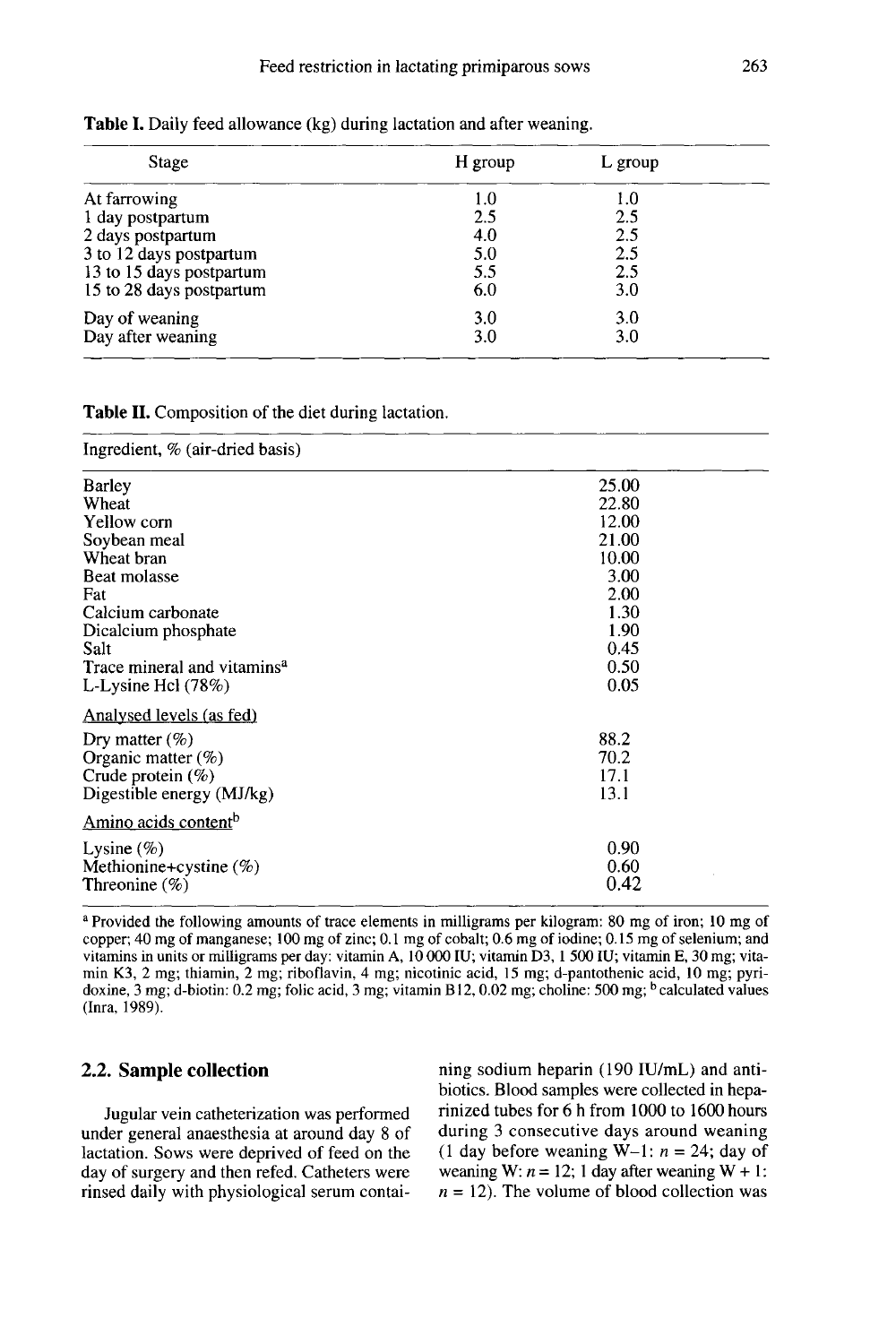**Table I.** Daily feed allowance (kg) during lactation and after weaning.

| Stage | H group | L group |
|---|---|---|
| At farrowing | 1.0 | 1.0 |
| 1 day postpartum | 2.5 | 2.5 |
| 2 days postpartum | 4.0 | 2.5 |
| 3 to 12 days postpartum | 5.0 | 2.5 |
| 13 to 15 days postpartum | 5.5 | 2.5 |
| 15 to 28 days postpartum | 6.0 | 3.0 |
| Day of weaning | 3.0 | 3.0 |
| Day after weaning | 3.0 | 3.0 |

**Table II.** Composition of the diet during lactation.

| Ingredient, % (air-dried basis) | |
|---|---|
| Barley | 25.00 |
| Wheat | 22.80 |
| Yellow corn | 12.00 |
| Soybean meal | 21.00 |
| Wheat bran | 10.00 |
| Beat molasse | 3.00 |
| Fat | 2.00 |
| Calcium carbonate | 1.30 |
| Dicalcium phosphate | 1.90 |
| Salt | 0.45 |
| Trace mineral and vitamins[a] | 0.50 |
| L-Lysine Hcl (78%) | 0.05 |
| Analysed levels (as fed) | |
| Dry matter (%) | 88.2 |
| Organic matter (%) | 70.2 |
| Crude protein (%) | 17.1 |
| Digestible energy (MJ/kg) | 13.1 |
| Amino acids content[b] | |
| Lysine (%) | 0.90 |
| Methionine+cystine (%) | 0.60 |
| Threonine (%) | 0.42 |

[a] Provided the following amounts of trace elements in milligrams per kilogram: 80 mg of iron; 10 mg of copper; 40 mg of manganese; 100 mg of zinc; 0.1 mg of cobalt; 0.6 mg of iodine; 0.15 mg of selenium; and vitamins in units or milligrams per day: vitamin A, 10 000 IU; vitamin D3, 1 500 IU; vitamin E, 30 mg; vitamin K3, 2 mg; thiamin, 2 mg; riboflavin, 4 mg; nicotinic acid, 15 mg; d-pantothenic acid, 10 mg; pyridoxine, 3 mg; d-biotin: 0.2 mg; folic acid, 3 mg; vitamin B12, 0.02 mg; choline: 500 mg; [b] calculated values (Inra, 1989).

## 2.2. Sample collection

Jugular vein catheterization was performed under general anaesthesia at around day 8 of lactation. Sows were deprived of feed on the day of surgery and then refed. Catheters were rinsed daily with physiological serum containing sodium heparin (190 IU/mL) and antibiotics. Blood samples were collected in heparinized tubes for 6 h from 1000 to 1600 hours during 3 consecutive days around weaning (1 day before weaning W–1: $n = 24$; day of weaning W: $n = 12$; 1 day after weaning W + 1: $n = 12$). The volume of blood collection was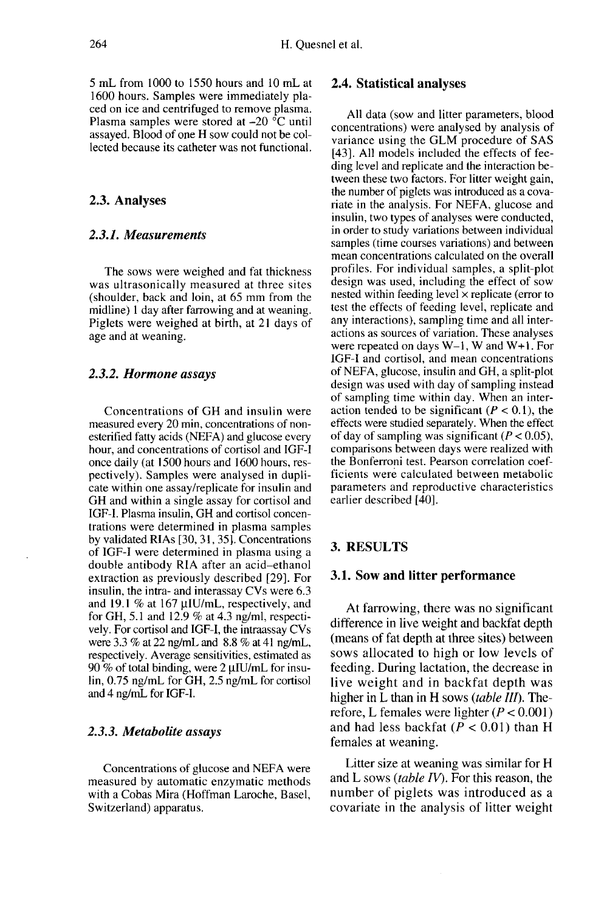5 mL from 1000 to 1550 hours and 10 mL at 1600 hours. Samples were immediately placed on ice and centrifuged to remove plasma. Plasma samples were stored at –20 °C until assayed. Blood of one H sow could not be collected because its catheter was not functional.

## 2.3. Analyses

### 2.3.1. Measurements

The sows were weighed and fat thickness was ultrasonically measured at three sites (shoulder, back and loin, at 65 mm from the midline) 1 day after farrowing and at weaning. Piglets were weighed at birth, at 21 days of age and at weaning.

### 2.3.2. Hormone assays

Concentrations of GH and insulin were measured every 20 min, concentrations of non-esterified fatty acids (NEFA) and glucose every hour, and concentrations of cortisol and IGF-I once daily (at 1500 hours and 1600 hours, respectively). Samples were analysed in duplicate within one assay/replicate for insulin and GH and within a single assay for cortisol and IGF-I. Plasma insulin, GH and cortisol concentrations were determined in plasma samples by validated RIAs [30, 31, 35]. Concentrations of IGF-I were determined in plasma using a double antibody RIA after an acid–ethanol extraction as previously described [29]. For insulin, the intra- and interassay CVs were 6.3 and 19.1 % at 167 μIU/mL, respectively, and for GH, 5.1 and 12.9 % at 4.3 ng/ml, respectively. For cortisol and IGF-I, the intraassay CVs were 3.3 % at 22 ng/mL and 8.8 % at 41 ng/mL, respectively. Average sensitivities, estimated as 90 % of total binding, were 2 μIU/mL for insulin, 0.75 ng/mL for GH, 2.5 ng/mL for cortisol and 4 ng/mL for IGF-I.

### 2.3.3. Metabolite assays

Concentrations of glucose and NEFA were measured by automatic enzymatic methods with a Cobas Mira (Hoffman Laroche, Basel, Switzerland) apparatus.

## 2.4. Statistical analyses

All data (sow and litter parameters, blood concentrations) were analysed by analysis of variance using the GLM procedure of SAS [43]. All models included the effects of feeding level and replicate and the interaction between these two factors. For litter weight gain, the number of piglets was introduced as a covariate in the analysis. For NEFA, glucose and insulin, two types of analyses were conducted, in order to study variations between individual samples (time courses variations) and between mean concentrations calculated on the overall profiles. For individual samples, a split-plot design was used, including the effect of sow nested within feeding level × replicate (error to test the effects of feeding level, replicate and any interactions), sampling time and all interactions as sources of variation. These analyses were repeated on days W–1, W and W+1. For IGF-I and cortisol, and mean concentrations of NEFA, glucose, insulin and GH, a split-plot design was used with day of sampling instead of sampling time within day. When an interaction tended to be significant ($P < 0.1$), the effects were studied separately. When the effect of day of sampling was significant ($P < 0.05$), comparisons between days were realized with the Bonferroni test. Pearson correlation coefficients were calculated between metabolic parameters and reproductive characteristics earlier described [40].

# 3. RESULTS

## 3.1. Sow and litter performance

At farrowing, there was no significant difference in live weight and backfat depth (means of fat depth at three sites) between sows allocated to high or low levels of feeding. During lactation, the decrease in live weight and in backfat depth was higher in L than in H sows (*table III*). Therefore, L females were lighter ($P < 0.001$) and had less backfat ($P < 0.01$) than H females at weaning.

Litter size at weaning was similar for H and L sows (*table IV*). For this reason, the number of piglets was introduced as a covariate in the analysis of litter weight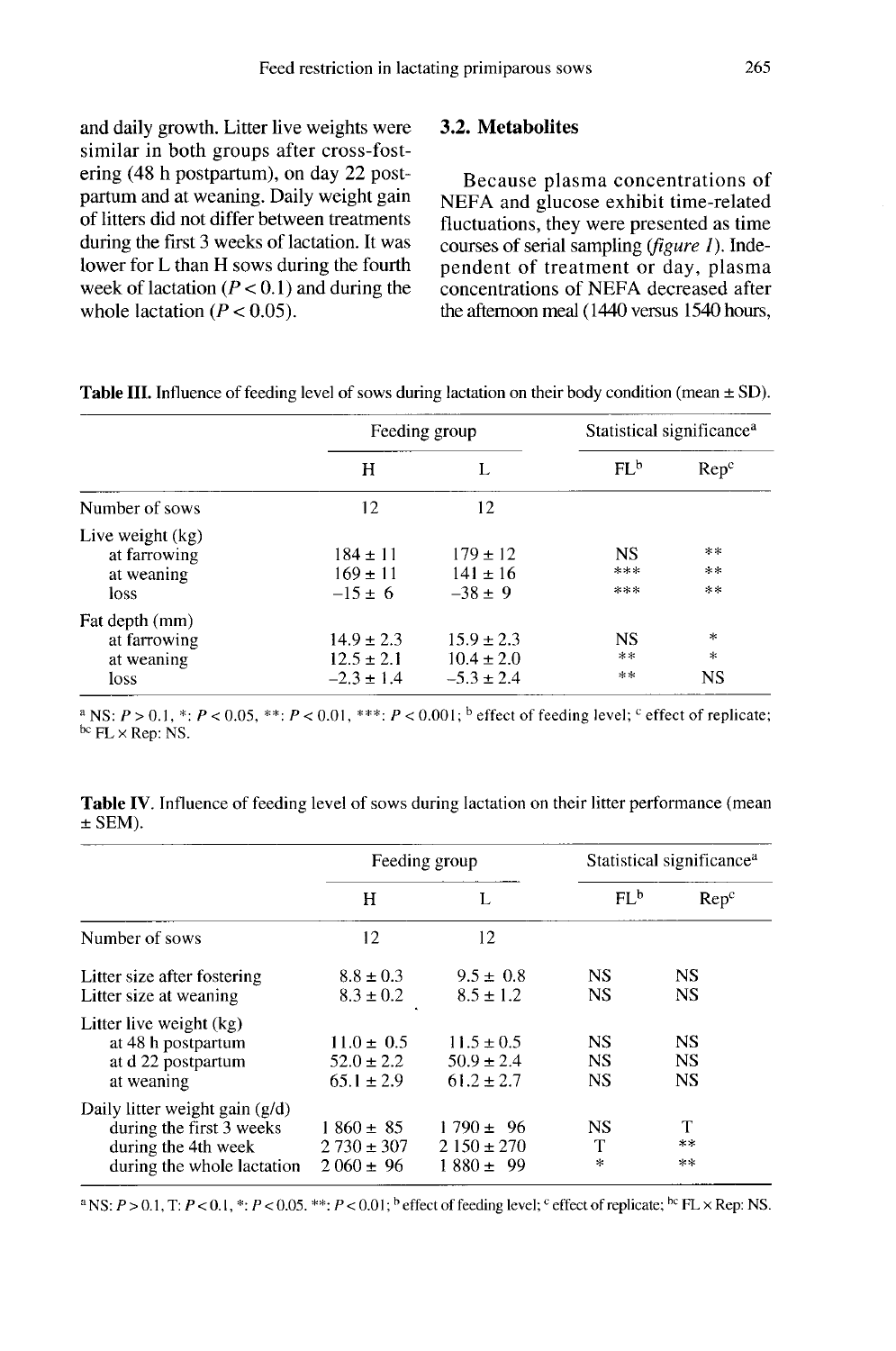and daily growth. Litter live weights were similar in both groups after cross-fostering (48 h postpartum), on day 22 postpartum and at weaning. Daily weight gain of litters did not differ between treatments during the first 3 weeks of lactation. It was lower for L than H sows during the fourth week of lactation ($P < 0.1$) and during the whole lactation ($P < 0.05$).

### 3.2. Metabolites

Because plasma concentrations of NEFA and glucose exhibit time-related fluctuations, they were presented as time courses of serial sampling (*figure 1*). Independent of treatment or day, plasma concentrations of NEFA decreased after the afternoon meal (1440 versus 1540 hours,

**Table III.** Influence of feeding level of sows during lactation on their body condition (mean ± SD).

| | Feeding group | | Statistical significance[a] | |
|---|---|---|---|---|
| | H | L | FL[b] | Rep[c] |
| Number of sows | 12 | 12 | | |
| Live weight (kg) | | | | |
| at farrowing | 184 ± 11 | 179 ± 12 | NS | ** |
| at weaning | 169 ± 11 | 141 ± 16 | *** | ** |
| loss | –15 ± 6 | –38 ± 9 | *** | ** |
| Fat depth (mm) | | | | |
| at farrowing | 14.9 ± 2.3 | 15.9 ± 2.3 | NS | * |
| at weaning | 12.5 ± 2.1 | 10.4 ± 2.0 | ** | * |
| loss | –2.3 ± 1.4 | –5.3 ± 2.4 | ** | NS |

[a] NS: $P > 0.1$, *: $P < 0.05$, **: $P < 0.01$, ***: $P < 0.001$; [b] effect of feeding level; [c] effect of replicate; [bc] FL × Rep: NS.

**Table IV.** Influence of feeding level of sows during lactation on their litter performance (mean ± SEM).

| | Feeding group | | Statistical significance[a] | |
|---|---|---|---|---|
| | H | L | FL[b] | Rep[c] |
| Number of sows | 12 | 12 | | |
| Litter size after fostering | 8.8 ± 0.3 | 9.5 ± 0.8 | NS | NS |
| Litter size at weaning | 8.3 ± 0.2 | 8.5 ± 1.2 | NS | NS |
| Litter live weight (kg) | | | | |
| at 48 h postpartum | 11.0 ± 0.5 | 11.5 ± 0.5 | NS | NS |
| at d 22 postpartum | 52.0 ± 2.2 | 50.9 ± 2.4 | NS | NS |
| at weaning | 65.1 ± 2.9 | 61.2 ± 2.7 | NS | NS |
| Daily litter weight gain (g/d) | | | | |
| during the first 3 weeks | 1 860 ± 85 | 1 790 ± 96 | NS | T |
| during the 4th week | 2 730 ± 307 | 2 150 ± 270 | T | ** |
| during the whole lactation | 2 060 ± 96 | 1 880 ± 99 | * | ** |

[a] NS: $P > 0.1$, T: $P < 0.1$, *: $P < 0.05$. **: $P < 0.01$; [b] effect of feeding level; [c] effect of replicate; [bc] FL × Rep: NS.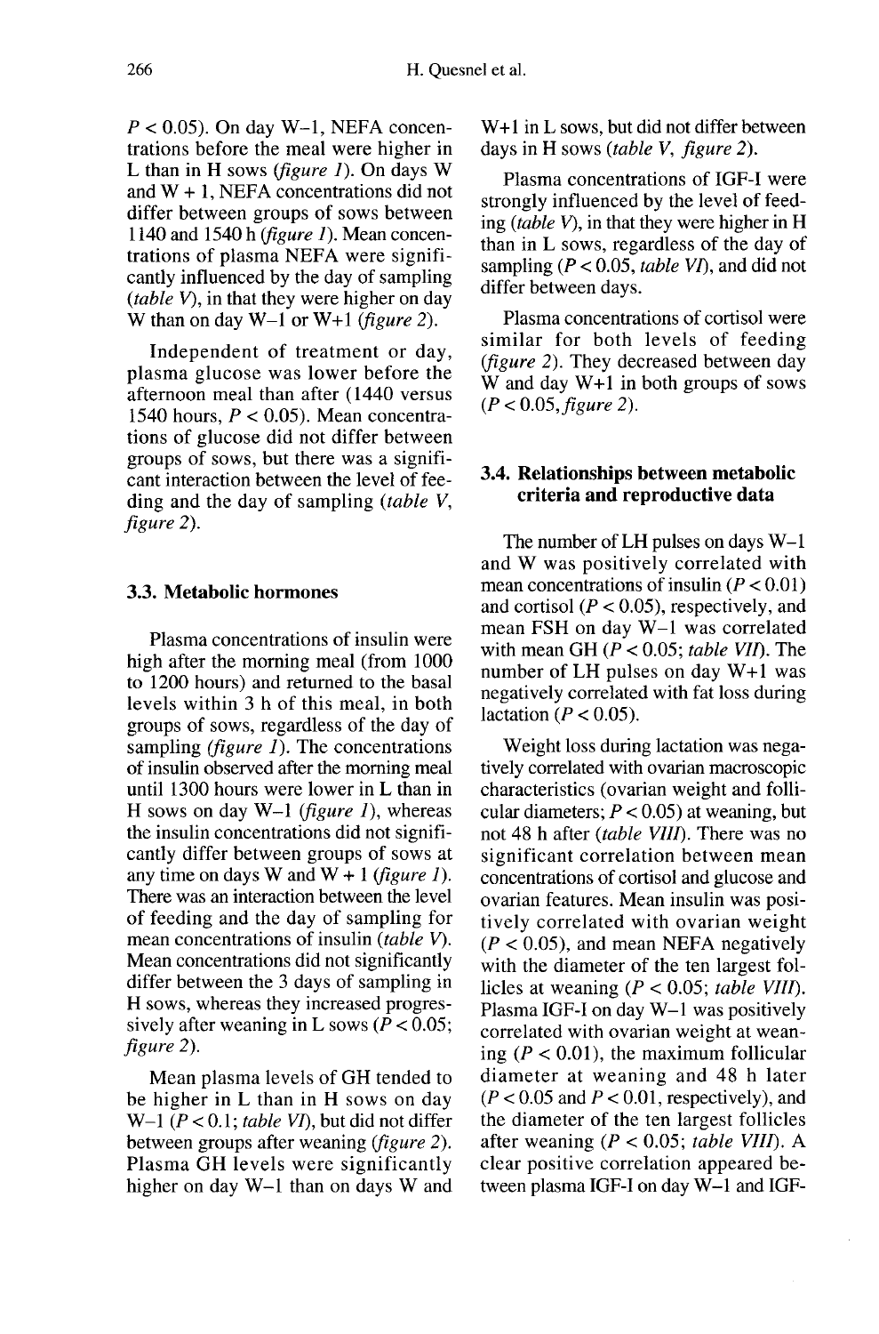$P < 0.05$). On day W–1, NEFA concentrations before the meal were higher in L than in H sows (*figure 1*). On days W and W + 1, NEFA concentrations did not differ between groups of sows between 1140 and 1540 h (*figure 1*). Mean concentrations of plasma NEFA were significantly influenced by the day of sampling (*table V*), in that they were higher on day W than on day W–1 or W+1 (*figure 2*).

Independent of treatment or day, plasma glucose was lower before the afternoon meal than after (1440 versus 1540 hours, $P < 0.05$). Mean concentrations of glucose did not differ between groups of sows, but there was a significant interaction between the level of feeding and the day of sampling (*table V, figure 2*).

### 3.3. Metabolic hormones

Plasma concentrations of insulin were high after the morning meal (from 1000 to 1200 hours) and returned to the basal levels within 3 h of this meal, in both groups of sows, regardless of the day of sampling (*figure 1*). The concentrations of insulin observed after the morning meal until 1300 hours were lower in L than in H sows on day W–1 (*figure 1*), whereas the insulin concentrations did not significantly differ between groups of sows at any time on days W and W + 1 (*figure 1*). There was an interaction between the level of feeding and the day of sampling for mean concentrations of insulin (*table V*). Mean concentrations did not significantly differ between the 3 days of sampling in H sows, whereas they increased progressively after weaning in L sows ($P < 0.05$; *figure 2*).

Mean plasma levels of GH tended to be higher in L than in H sows on day W–1 ($P < 0.1$; *table VI*), but did not differ between groups after weaning (*figure 2*). Plasma GH levels were significantly higher on day W–1 than on days W and W+1 in L sows, but did not differ between days in H sows (*table V, figure 2*).

Plasma concentrations of IGF-I were strongly influenced by the level of feeding (*table V*), in that they were higher in H than in L sows, regardless of the day of sampling ($P < 0.05$, *table VI*), and did not differ between days.

Plasma concentrations of cortisol were similar for both levels of feeding (*figure 2*). They decreased between day W and day W+1 in both groups of sows ($P < 0.05$, *figure 2*).

### 3.4. Relationships between metabolic criteria and reproductive data

The number of LH pulses on days W–1 and W was positively correlated with mean concentrations of insulin ($P < 0.01$) and cortisol ($P < 0.05$), respectively, and mean FSH on day W–1 was correlated with mean GH ($P < 0.05$; *table VII*). The number of LH pulses on day W+1 was negatively correlated with fat loss during lactation ($P < 0.05$).

Weight loss during lactation was negatively correlated with ovarian macroscopic characteristics (ovarian weight and follicular diameters; $P < 0.05$) at weaning, but not 48 h after (*table VIII*). There was no significant correlation between mean concentrations of cortisol and glucose and ovarian features. Mean insulin was positively correlated with ovarian weight ($P < 0.05$), and mean NEFA negatively with the diameter of the ten largest follicles at weaning ($P < 0.05$; *table VIII*). Plasma IGF-I on day W–1 was positively correlated with ovarian weight at weaning ($P < 0.01$), the maximum follicular diameter at weaning and 48 h later ($P < 0.05$ and $P < 0.01$, respectively), and the diameter of the ten largest follicles after weaning ($P < 0.05$; *table VIII*). A clear positive correlation appeared between plasma IGF-I on day W–1 and IGF-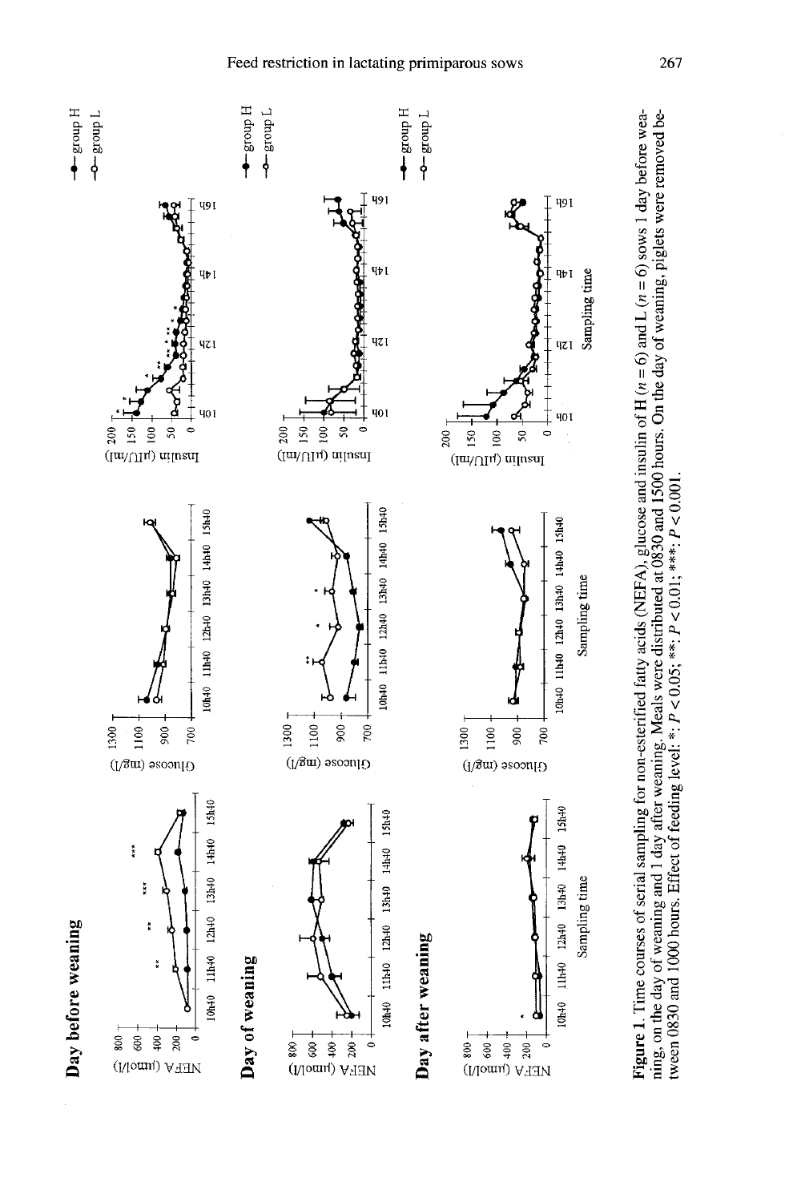**Figure 1.** Time courses of serial sampling for non-esterified fatty acids (NEFA), glucose and insulin of H ($n$ = 6) and L ($n$ = 6) sows 1 day before weaning, on the day of weaning and 1 day after weaning. Meals were distributed at 0830 and 1500 hours. On the day of weaning, piglets were removed between 0830 and 1000 hours. Effect of feeding level: *: $P < 0.05$; **: $P < 0.01$; ***: $P < 0.001$.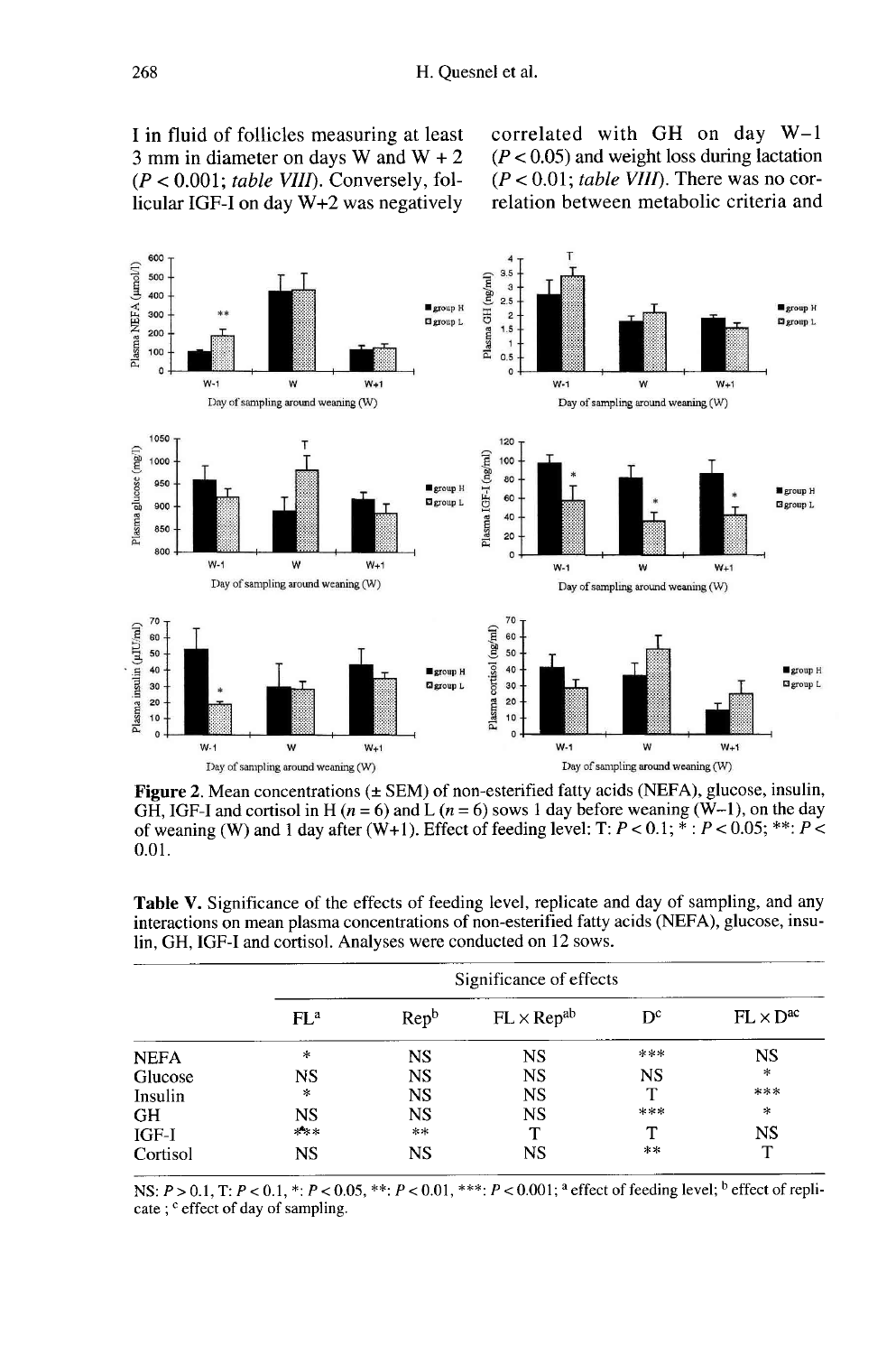I in fluid of follicles measuring at least 3 mm in diameter on days W and W + 2 ($P < 0.001$; *table VIII*). Conversely, follicular IGF-I on day W+2 was negatively correlated with GH on day W–1 ($P < 0.05$) and weight loss during lactation ($P < 0.01$; *table VIII*). There was no correlation between metabolic criteria and

**Figure 2.** Mean concentrations (± SEM) of non-esterified fatty acids (NEFA), glucose, insulin, GH, IGF-I and cortisol in H ($n = 6$) and L ($n = 6$) sows 1 day before weaning (W–1), on the day of weaning (W) and 1 day after (W+1). Effect of feeding level: T: $P < 0.1$; * : $P < 0.05$; **: $P < 0.01$.

**Table V.** Significance of the effects of feeding level, replicate and day of sampling, and any interactions on mean plasma concentrations of non-esterified fatty acids (NEFA), glucose, insulin, GH, IGF-I and cortisol. Analyses were conducted on 12 sows.

| | Significance of effects | | | | |
|---|---|---|---|---|---|
| | FL[a] | Rep[b] | FL × Rep[ab] | D[c] | FL × D[ac] |
| NEFA | * | NS | NS | *** | NS |
| Glucose | NS | NS | NS | NS | * |
| Insulin | * | NS | NS | T | *** |
| GH | NS | NS | NS | *** | * |
| IGF-I | *** | ** | T | T | NS |
| Cortisol | NS | NS | NS | ** | T |

NS: $P > 0.1$, T: $P < 0.1$, *: $P < 0.05$, **: $P < 0.01$, ***: $P < 0.001$; [a] effect of feeding level; [b] effect of replicate ; [c] effect of day of sampling.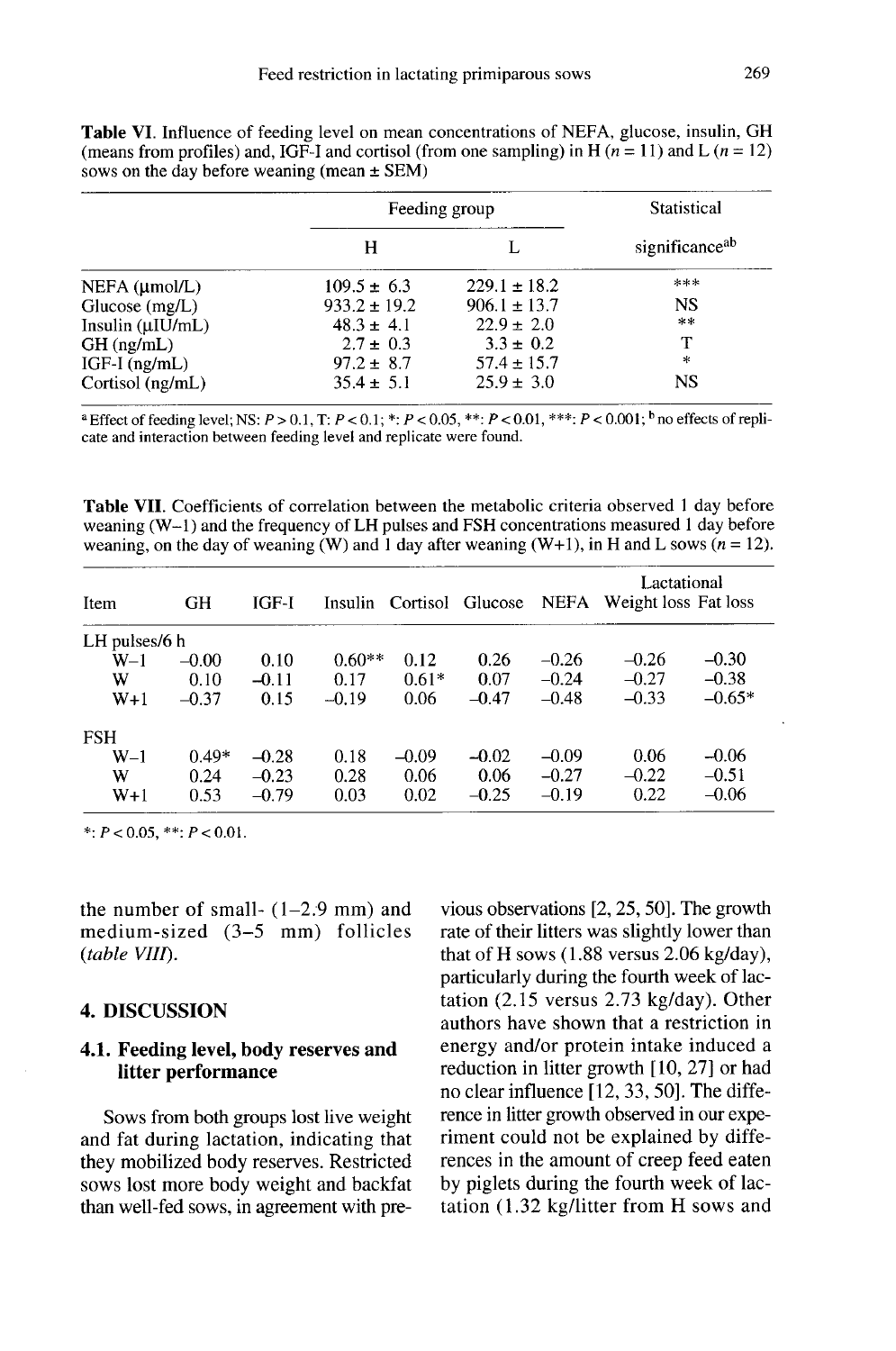**Table VI.** Influence of feeding level on mean concentrations of NEFA, glucose, insulin, GH (means from profiles) and, IGF-I and cortisol (from one sampling) in H ($n = 11$) and L ($n = 12$) sows on the day before weaning (mean ± SEM)

| | Feeding group | | Statistical |
|---|---|---|---|
| | H | L | significance[ab] |
| NEFA (μmol/L) | 109.5 ± 6.3 | 229.1 ± 18.2 | *** |
| Glucose (mg/L) | 933.2 ± 19.2 | 906.1 ± 13.7 | NS |
| Insulin (μIU/mL) | 48.3 ± 4.1 | 22.9 ± 2.0 | ** |
| GH (ng/mL) | 2.7 ± 0.3 | 3.3 ± 0.2 | T |
| IGF-I (ng/mL) | 97.2 ± 8.7 | 57.4 ± 15.7 | * |
| Cortisol (ng/mL) | 35.4 ± 5.1 | 25.9 ± 3.0 | NS |

[a] Effect of feeding level; NS: $P > 0.1$, T: $P < 0.1$; *: $P < 0.05$, **: $P < 0.01$, ***: $P < 0.001$; [b] no effects of replicate and interaction between feeding level and replicate were found.

**Table VII.** Coefficients of correlation between the metabolic criteria observed 1 day before weaning (W–1) and the frequency of LH pulses and FSH concentrations measured 1 day before weaning, on the day of weaning (W) and 1 day after weaning (W+1), in H and L sows ($n = 12$).

| Item | GH | IGF-I | Insulin | Cortisol | Glucose | NEFA | Lactational Weight loss | Lactational Fat loss |
|---|---|---|---|---|---|---|---|---|
| LH pulses/6 h | | | | | | | | |
| W–1 | –0.00 | 0.10 | 0.60** | 0.12 | 0.26 | –0.26 | –0.26 | –0.30 |
| W | 0.10 | –0.11 | 0.17 | 0.61* | 0.07 | –0.24 | –0.27 | –0.38 |
| W+1 | –0.37 | 0.15 | –0.19 | 0.06 | –0.47 | –0.48 | –0.33 | –0.65* |
| FSH | | | | | | | | |
| W–1 | 0.49* | –0.28 | 0.18 | –0.09 | –0.02 | –0.09 | 0.06 | –0.06 |
| W | 0.24 | –0.23 | 0.28 | 0.06 | 0.06 | –0.27 | –0.22 | –0.51 |
| W+1 | 0.53 | –0.79 | 0.03 | 0.02 | –0.25 | –0.19 | 0.22 | –0.06 |

*: $P < 0.05$, **: $P < 0.01$.

the number of small- (1–2.9 mm) and medium-sized (3–5 mm) follicles (*table VIII*).

## 4. DISCUSSION

### 4.1. Feeding level, body reserves and litter performance

Sows from both groups lost live weight and fat during lactation, indicating that they mobilized body reserves. Restricted sows lost more body weight and backfat than well-fed sows, in agreement with previous observations [2, 25, 50]. The growth rate of their litters was slightly lower than that of H sows (1.88 versus 2.06 kg/day), particularly during the fourth week of lactation (2.15 versus 2.73 kg/day). Other authors have shown that a restriction in energy and/or protein intake induced a reduction in litter growth [10, 27] or had no clear influence [12, 33, 50]. The difference in litter growth observed in our experiment could not be explained by differences in the amount of creep feed eaten by piglets during the fourth week of lactation (1.32 kg/litter from H sows and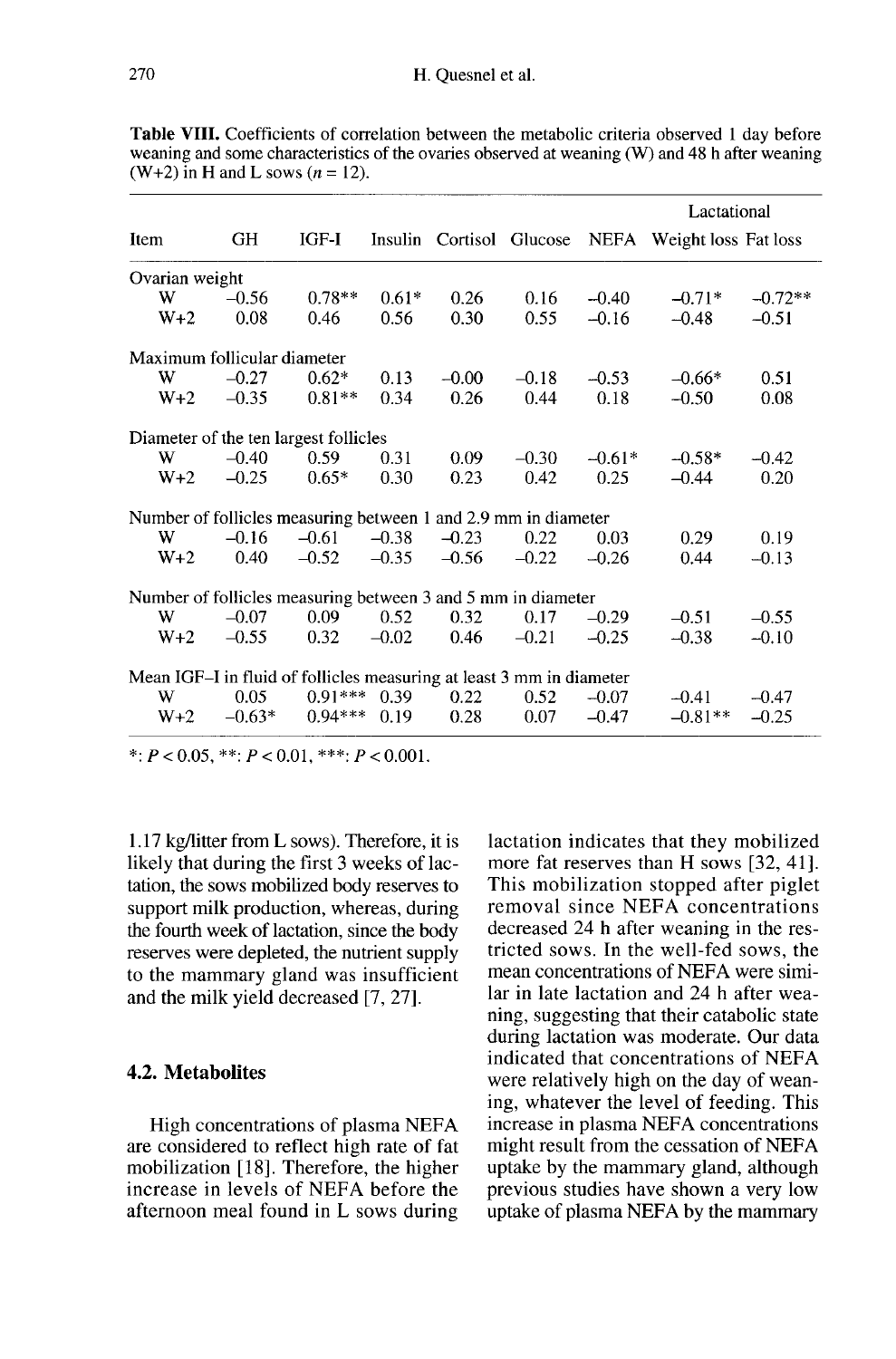**Table VIII.** Coefficients of correlation between the metabolic criteria observed 1 day before weaning and some characteristics of the ovaries observed at weaning (W) and 48 h after weaning (W+2) in H and L sows ($n = 12$).

| Item | GH | IGF-I | Insulin | Cortisol | Glucose | NEFA | Lactational Weight loss | Lactational Fat loss |
|---|---|---|---|---|---|---|---|---|
| Ovarian weight | | | | | | | | |
| W | –0.56 | 0.78** | 0.61* | 0.26 | 0.16 | –0.40 | –0.71* | –0.72** |
| W+2 | 0.08 | 0.46 | 0.56 | 0.30 | 0.55 | –0.16 | –0.48 | –0.51 |
| Maximum follicular diameter | | | | | | | | |
| W | –0.27 | 0.62* | 0.13 | –0.00 | –0.18 | –0.53 | –0.66* | 0.51 |
| W+2 | –0.35 | 0.81** | 0.34 | 0.26 | 0.44 | 0.18 | –0.50 | 0.08 |
| Diameter of the ten largest follicles | | | | | | | | |
| W | –0.40 | 0.59 | 0.31 | 0.09 | –0.30 | –0.61* | –0.58* | –0.42 |
| W+2 | –0.25 | 0.65* | 0.30 | 0.23 | 0.42 | 0.25 | –0.44 | 0.20 |
| Number of follicles measuring between 1 and 2.9 mm in diameter | | | | | | | | |
| W | –0.16 | –0.61 | –0.38 | –0.23 | 0.22 | 0.03 | 0.29 | 0.19 |
| W+2 | 0.40 | –0.52 | –0.35 | –0.56 | –0.22 | –0.26 | 0.44 | –0.13 |
| Number of follicles measuring between 3 and 5 mm in diameter | | | | | | | | |
| W | –0.07 | 0.09 | 0.52 | 0.32 | 0.17 | –0.29 | –0.51 | –0.55 |
| W+2 | –0.55 | 0.32 | –0.02 | 0.46 | –0.21 | –0.25 | –0.38 | –0.10 |
| Mean IGF–I in fluid of follicles measuring at least 3 mm in diameter | | | | | | | | |
| W | 0.05 | 0.91*** | 0.39 | 0.22 | 0.52 | –0.07 | –0.41 | –0.47 |
| W+2 | –0.63* | 0.94*** | 0.19 | 0.28 | 0.07 | –0.47 | –0.81** | –0.25 |

*: $P < 0.05$, **: $P < 0.01$, ***: $P < 0.001$.

1.17 kg/litter from L sows). Therefore, it is likely that during the first 3 weeks of lactation, the sows mobilized body reserves to support milk production, whereas, during the fourth week of lactation, since the body reserves were depleted, the nutrient supply to the mammary gland was insufficient and the milk yield decreased [7, 27].

## 4.2. Metabolites

High concentrations of plasma NEFA are considered to reflect high rate of fat mobilization [18]. Therefore, the higher increase in levels of NEFA before the afternoon meal found in L sows during lactation indicates that they mobilized more fat reserves than H sows [32, 41]. This mobilization stopped after piglet removal since NEFA concentrations decreased 24 h after weaning in the restricted sows. In the well-fed sows, the mean concentrations of NEFA were similar in late lactation and 24 h after weaning, suggesting that their catabolic state during lactation was moderate. Our data indicated that concentrations of NEFA were relatively high on the day of weaning, whatever the level of feeding. This increase in plasma NEFA concentrations might result from the cessation of NEFA uptake by the mammary gland, although previous studies have shown a very low uptake of plasma NEFA by the mammary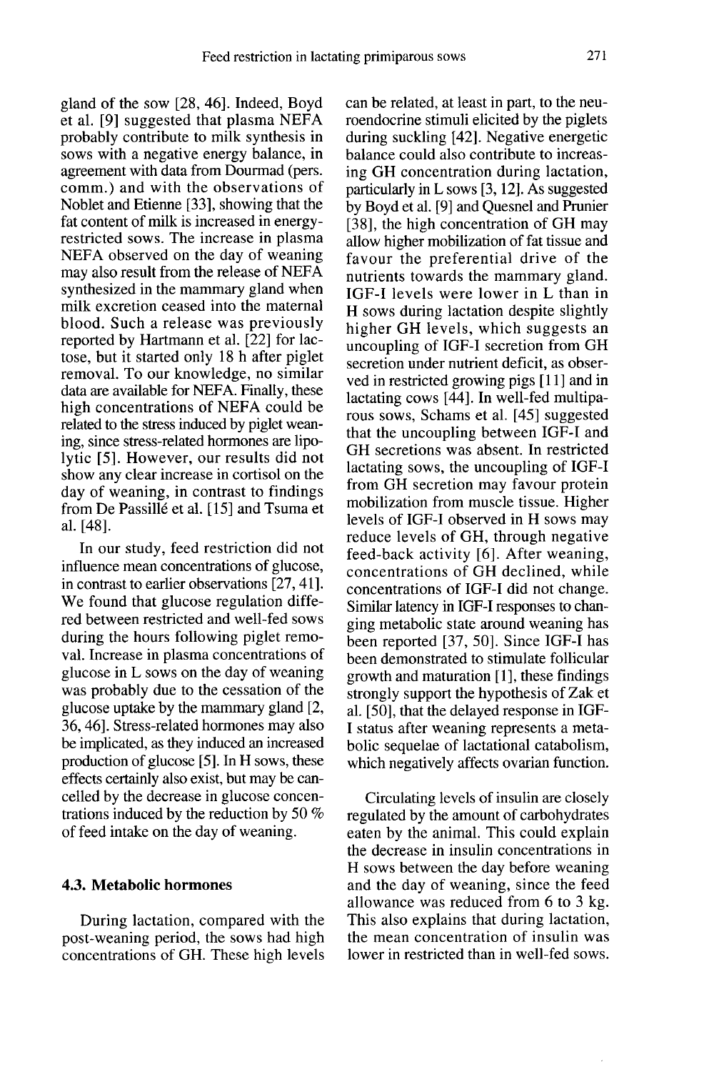gland of the sow [28, 46]. Indeed, Boyd et al. [9] suggested that plasma NEFA probably contribute to milk synthesis in sows with a negative energy balance, in agreement with data from Dourmad (pers. comm.) and with the observations of Noblet and Etienne [33], showing that the fat content of milk is increased in energy-restricted sows. The increase in plasma NEFA observed on the day of weaning may also result from the release of NEFA synthesized in the mammary gland when milk excretion ceased into the maternal blood. Such a release was previously reported by Hartmann et al. [22] for lactose, but it started only 18 h after piglet removal. To our knowledge, no similar data are available for NEFA. Finally, these high concentrations of NEFA could be related to the stress induced by piglet weaning, since stress-related hormones are lipolytic [5]. However, our results did not show any clear increase in cortisol on the day of weaning, in contrast to findings from De Passillé et al. [15] and Tsuma et al. [48].

In our study, feed restriction did not influence mean concentrations of glucose, in contrast to earlier observations [27, 41]. We found that glucose regulation differed between restricted and well-fed sows during the hours following piglet removal. Increase in plasma concentrations of glucose in L sows on the day of weaning was probably due to the cessation of the glucose uptake by the mammary gland [2, 36, 46]. Stress-related hormones may also be implicated, as they induced an increased production of glucose [5]. In H sows, these effects certainly also exist, but may be cancelled by the decrease in glucose concentrations induced by the reduction by 50 % of feed intake on the day of weaning.

### 4.3. Metabolic hormones

During lactation, compared with the post-weaning period, the sows had high concentrations of GH. These high levels can be related, at least in part, to the neuroendocrine stimuli elicited by the piglets during suckling [42]. Negative energetic balance could also contribute to increasing GH concentration during lactation, particularly in L sows [3, 12]. As suggested by Boyd et al. [9] and Quesnel and Prunier [38], the high concentration of GH may allow higher mobilization of fat tissue and favour the preferential drive of the nutrients towards the mammary gland. IGF-I levels were lower in L than in H sows during lactation despite slightly higher GH levels, which suggests an uncoupling of IGF-I secretion from GH secretion under nutrient deficit, as observed in restricted growing pigs [11] and in lactating cows [44]. In well-fed multiparous sows, Schams et al. [45] suggested that the uncoupling between IGF-I and GH secretions was absent. In restricted lactating sows, the uncoupling of IGF-I from GH secretion may favour protein mobilization from muscle tissue. Higher levels of IGF-I observed in H sows may reduce levels of GH, through negative feed-back activity [6]. After weaning, concentrations of GH declined, while concentrations of IGF-I did not change. Similar latency in IGF-I responses to changing metabolic state around weaning has been reported [37, 50]. Since IGF-I has been demonstrated to stimulate follicular growth and maturation [1], these findings strongly support the hypothesis of Zak et al. [50], that the delayed response in IGF-I status after weaning represents a metabolic sequelae of lactational catabolism, which negatively affects ovarian function.

Circulating levels of insulin are closely regulated by the amount of carbohydrates eaten by the animal. This could explain the decrease in insulin concentrations in H sows between the day before weaning and the day of weaning, since the feed allowance was reduced from 6 to 3 kg. This also explains that during lactation, the mean concentration of insulin was lower in restricted than in well-fed sows.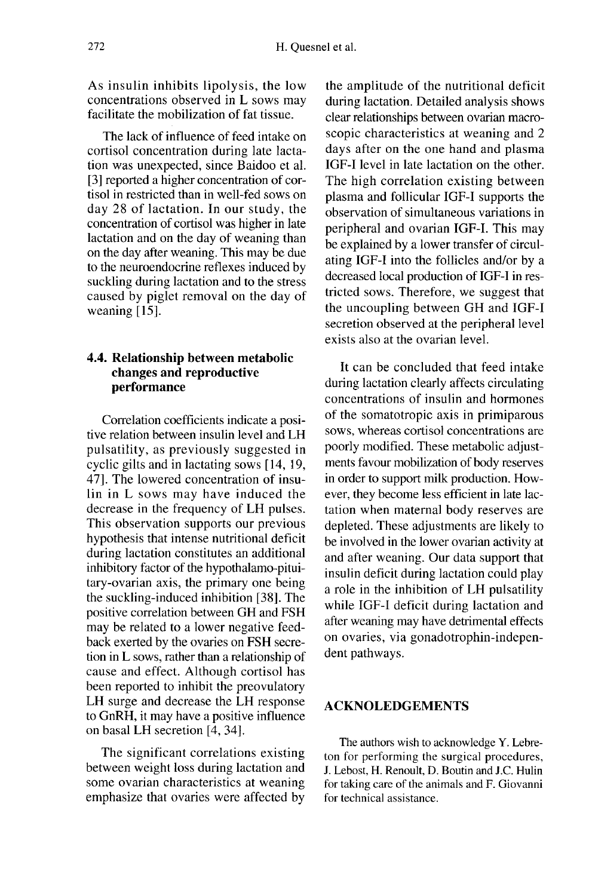As insulin inhibits lipolysis, the low concentrations observed in L sows may facilitate the mobilization of fat tissue.

The lack of influence of feed intake on cortisol concentration during late lactation was unexpected, since Baidoo et al. [3] reported a higher concentration of cortisol in restricted than in well-fed sows on day 28 of lactation. In our study, the concentration of cortisol was higher in late lactation and on the day of weaning than on the day after weaning. This may be due to the neuroendocrine reflexes induced by suckling during lactation and to the stress caused by piglet removal on the day of weaning [15].

### 4.4. Relationship between metabolic changes and reproductive performance

Correlation coefficients indicate a positive relation between insulin level and LH pulsatility, as previously suggested in cyclic gilts and in lactating sows [14, 19, 47]. The lowered concentration of insulin in L sows may have induced the decrease in the frequency of LH pulses. This observation supports our previous hypothesis that intense nutritional deficit during lactation constitutes an additional inhibitory factor of the hypothalamo-pituitary-ovarian axis, the primary one being the suckling-induced inhibition [38]. The positive correlation between GH and FSH may be related to a lower negative feedback exerted by the ovaries on FSH secretion in L sows, rather than a relationship of cause and effect. Although cortisol has been reported to inhibit the preovulatory LH surge and decrease the LH response to GnRH, it may have a positive influence on basal LH secretion [4, 34].

The significant correlations existing between weight loss during lactation and some ovarian characteristics at weaning emphasize that ovaries were affected by the amplitude of the nutritional deficit during lactation. Detailed analysis shows clear relationships between ovarian macroscopic characteristics at weaning and 2 days after on the one hand and plasma IGF-I level in late lactation on the other. The high correlation existing between plasma and follicular IGF-I supports the observation of simultaneous variations in peripheral and ovarian IGF-I. This may be explained by a lower transfer of circulating IGF-I into the follicles and/or by a decreased local production of IGF-I in restricted sows. Therefore, we suggest that the uncoupling between GH and IGF-I secretion observed at the peripheral level exists also at the ovarian level.

It can be concluded that feed intake during lactation clearly affects circulating concentrations of insulin and hormones of the somatotropic axis in primiparous sows, whereas cortisol concentrations are poorly modified. These metabolic adjustments favour mobilization of body reserves in order to support milk production. However, they become less efficient in late lactation when maternal body reserves are depleted. These adjustments are likely to be involved in the lower ovarian activity at and after weaning. Our data support that insulin deficit during lactation could play a role in the inhibition of LH pulsatility while IGF-I deficit during lactation and after weaning may have detrimental effects on ovaries, via gonadotrophin-independent pathways.

## ACKNOLEDGEMENTS

The authors wish to acknowledge Y. Lebreton for performing the surgical procedures, J. Lebost, H. Renoult, D. Boutin and J.C. Hulin for taking care of the animals and F. Giovanni for technical assistance.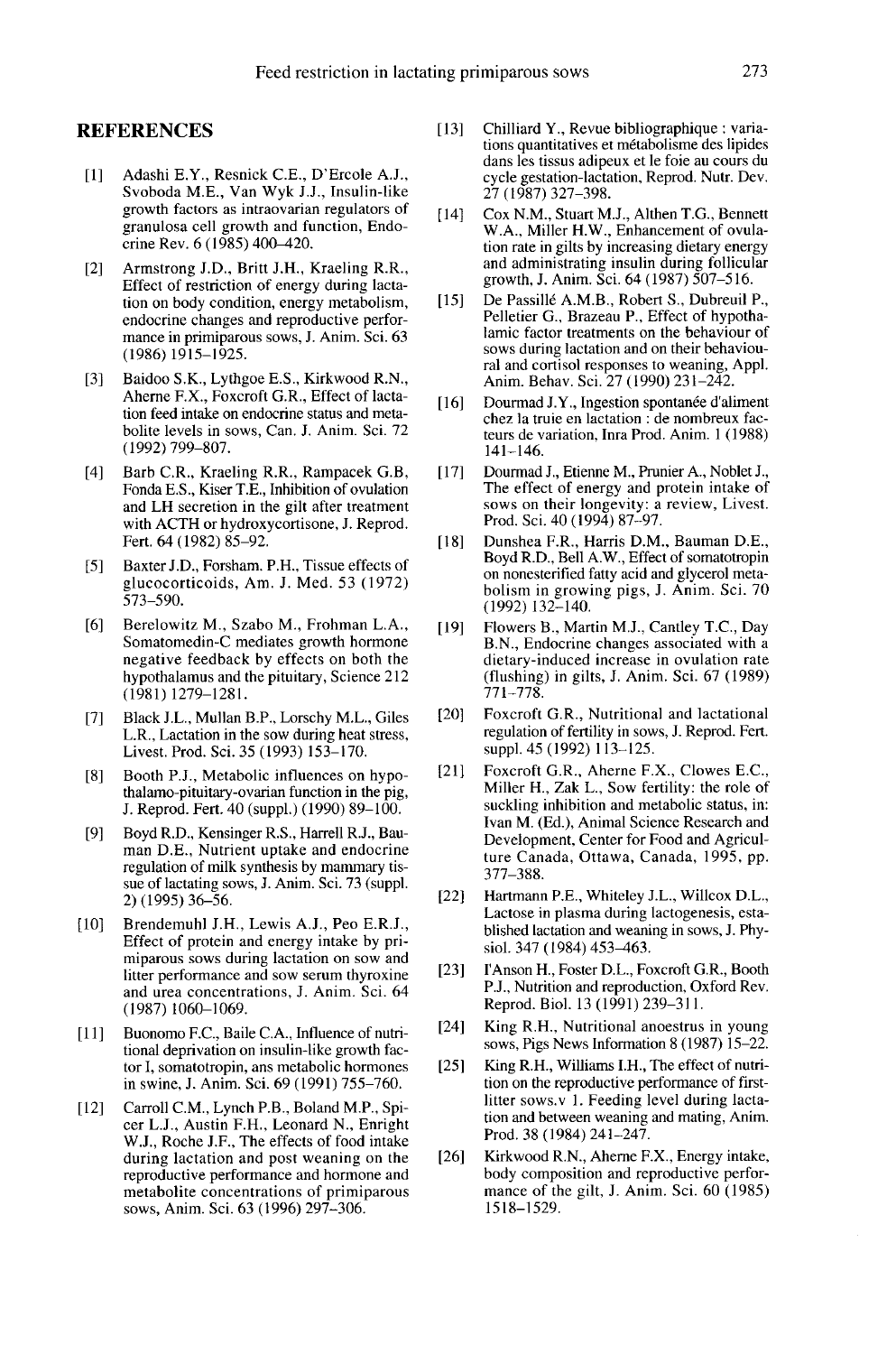## REFERENCES

[1] Adashi E.Y., Resnick C.E., D'Ercole A.J., Svoboda M.E., Van Wyk J.J., Insulin-like growth factors as intraovarian regulators of granulosa cell growth and function, Endocrine Rev. 6 (1985) 400–420.

[2] Armstrong J.D., Britt J.H., Kraeling R.R., Effect of restriction of energy during lactation on body condition, energy metabolism, endocrine changes and reproductive performance in primiparous sows, J. Anim. Sci. 63 (1986) 1915–1925.

[3] Baidoo S.K., Lythgoe E.S., Kirkwood R.N., Aherne F.X., Foxcroft G.R., Effect of lactation feed intake on endocrine status and metabolite levels in sows, Can. J. Anim. Sci. 72 (1992) 799–807.

[4] Barb C.R., Kraeling R.R., Rampacek G.B, Fonda E.S., Kiser T.E., Inhibition of ovulation and LH secretion in the gilt after treatment with ACTH or hydroxycortisone, J. Reprod. Fert. 64 (1982) 85–92.

[5] Baxter J.D., Forsham. P.H., Tissue effects of glucocorticoids, Am. J. Med. 53 (1972) 573–590.

[6] Berelowitz M., Szabo M., Frohman L.A., Somatomedin-C mediates growth hormone negative feedback by effects on both the hypothalamus and the pituitary, Science 212 (1981) 1279–1281.

[7] Black J.L., Mullan B.P., Lorschy M.L., Giles L.R., Lactation in the sow during heat stress, Livest. Prod. Sci. 35 (1993) 153–170.

[8] Booth P.J., Metabolic influences on hypothalamo-pituitary-ovarian function in the pig, J. Reprod. Fert. 40 (suppl.) (1990) 89–100.

[9] Boyd R.D., Kensinger R.S., Harrell R.J., Bauman D.E., Nutrient uptake and endocrine regulation of milk synthesis by mammary tissue of lactating sows, J. Anim. Sci. 73 (suppl. 2) (1995) 36–56.

[10] Brendemuhl J.H., Lewis A.J., Peo E.R.J., Effect of protein and energy intake by primiparous sows during lactation on sow and litter performance and sow serum thyroxine and urea concentrations, J. Anim. Sci. 64 (1987) 1060–1069.

[11] Buonomo F.C., Baile C.A., Influence of nutritional deprivation on insulin-like growth factor I, somatotropin, ans metabolic hormones in swine, J. Anim. Sci. 69 (1991) 755–760.

[12] Carroll C.M., Lynch P.B., Boland M.P., Spicer L.J., Austin F.H., Leonard N., Enright W.J., Roche J.F., The effects of food intake during lactation and post weaning on the reproductive performance and hormone and metabolite concentrations of primiparous sows, Anim. Sci. 63 (1996) 297–306.

[13] Chilliard Y., Revue bibliographique : variations quantitatives et métabolisme des lipides dans les tissus adipeux et le foie au cours du cycle gestation-lactation, Reprod. Nutr. Dev. 27 (1987) 327–398.

[14] Cox N.M., Stuart M.J., Althen T.G., Bennett W.A., Miller H.W., Enhancement of ovulation rate in gilts by increasing dietary energy and administrating insulin during follicular growth, J. Anim. Sci. 64 (1987) 507–516.

[15] De Passillé A.M.B., Robert S., Dubreuil P., Pelletier G., Brazeau P., Effect of hypothalamic factor treatments on the behaviour of sows during lactation and on their behavioural and cortisol responses to weaning, Appl. Anim. Behav. Sci. 27 (1990) 231–242.

[16] Dourmad J.Y., Ingestion spontanée d'aliment chez la truie en lactation : de nombreux facteurs de variation, Inra Prod. Anim. 1 (1988) 141–146.

[17] Dourmad J., Etienne M., Prunier A., Noblet J., The effect of energy and protein intake of sows on their longevity: a review, Livest. Prod. Sci. 40 (1994) 87–97.

[18] Dunshea F.R., Harris D.M., Bauman D.E., Boyd R.D., Bell A.W., Effect of somatotropin on nonesterified fatty acid and glycerol metabolism in growing pigs, J. Anim. Sci. 70 (1992) 132–140.

[19] Flowers B., Martin M.J., Cantley T.C., Day B.N., Endocrine changes associated with a dietary-induced increase in ovulation rate (flushing) in gilts, J. Anim. Sci. 67 (1989) 771–778.

[20] Foxcroft G.R., Nutritional and lactational regulation of fertility in sows, J. Reprod. Fert. suppl. 45 (1992) 113–125.

[21] Foxcroft G.R., Aherne F.X., Clowes E.C., Miller H., Zak L., Sow fertility: the role of suckling inhibition and metabolic status, in: Ivan M. (Ed.), Animal Science Research and Development, Center for Food and Agriculture Canada, Ottawa, Canada, 1995, pp. 377–388.

[22] Hartmann P.E., Whiteley J.L., Willcox D.L., Lactose in plasma during lactogenesis, established lactation and weaning in sows, J. Physiol. 347 (1984) 453–463.

[23] I'Anson H., Foster D.L., Foxcroft G.R., Booth P.J., Nutrition and reproduction, Oxford Rev. Reprod. Biol. 13 (1991) 239–311.

[24] King R.H., Nutritional anoestrus in young sows, Pigs News Information 8 (1987) 15–22.

[25] King R.H., Williams I.H., The effect of nutrition on the reproductive performance of first-litter sows.v 1. Feeding level during lactation and between weaning and mating, Anim. Prod. 38 (1984) 241–247.

[26] Kirkwood R.N., Aherne F.X., Energy intake, body composition and reproductive performance of the gilt, J. Anim. Sci. 60 (1985) 1518–1529.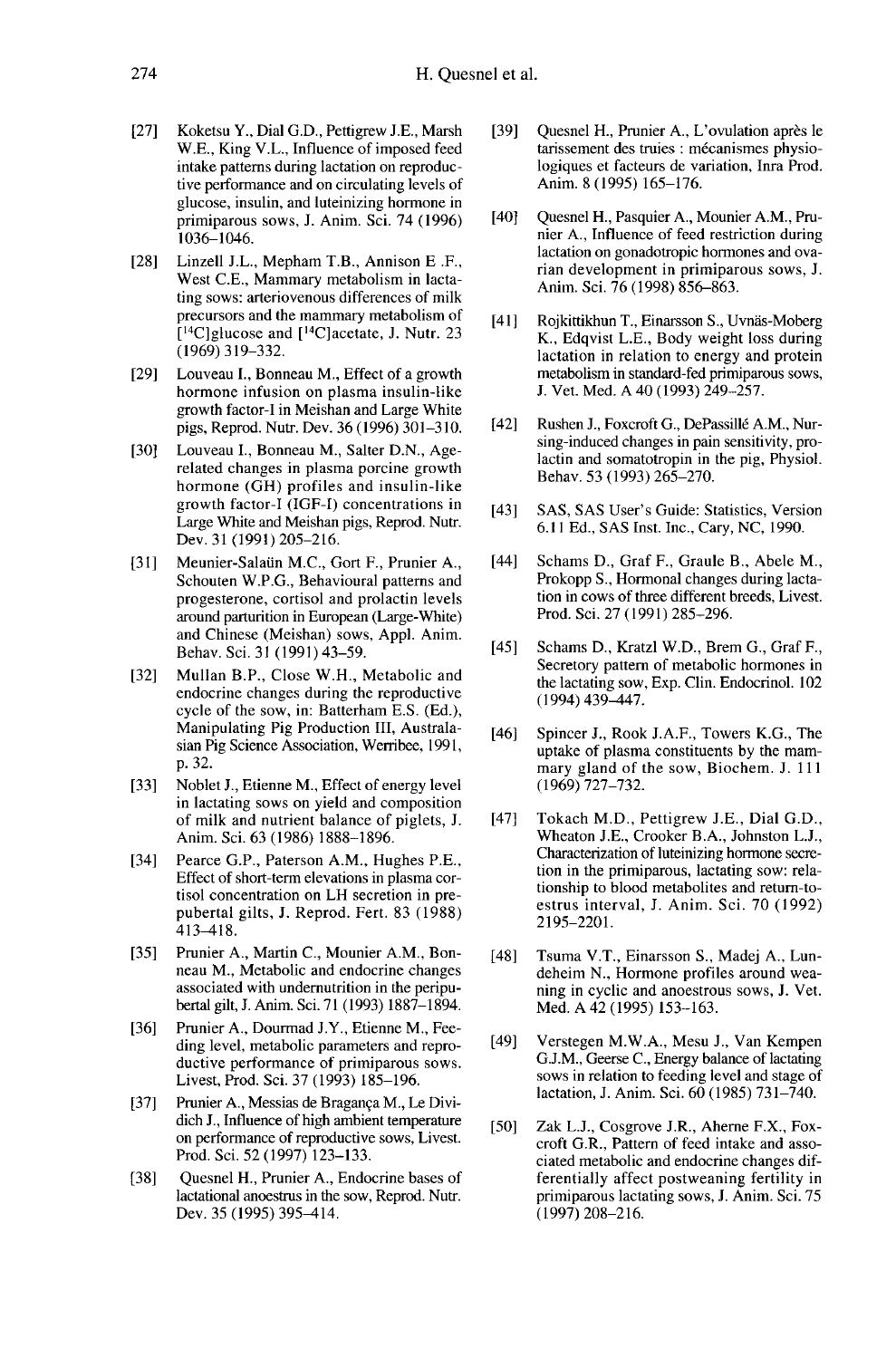[27] Koketsu Y., Dial G.D., Pettigrew J.E., Marsh W.E., King V.L., Influence of imposed feed intake patterns during lactation on reproductive performance and on circulating levels of glucose, insulin, and luteinizing hormone in primiparous sows, J. Anim. Sci. 74 (1996) 1036–1046.

[28] Linzell J.L., Mepham T.B., Annison E .F., West C.E., Mammary metabolism in lactating sows: arteriovenous differences of milk precursors and the mammary metabolism of [$^{14}$C]glucose and [$^{14}$C]acetate, J. Nutr. 23 (1969) 319–332.

[29] Louveau I., Bonneau M., Effect of a growth hormone infusion on plasma insulin-like growth factor-I in Meishan and Large White pigs, Reprod. Nutr. Dev. 36 (1996) 301–310.

[30] Louveau I., Bonneau M., Salter D.N., Age-related changes in plasma porcine growth hormone (GH) profiles and insulin-like growth factor-I (IGF-I) concentrations in Large White and Meishan pigs, Reprod. Nutr. Dev. 31 (1991) 205–216.

[31] Meunier-Salaün M.C., Gort F., Prunier A., Schouten W.P.G., Behavioural patterns and progesterone, cortisol and prolactin levels around parturition in European (Large-White) and Chinese (Meishan) sows, Appl. Anim. Behav. Sci. 31 (1991) 43–59.

[32] Mullan B.P., Close W.H., Metabolic and endocrine changes during the reproductive cycle of the sow, in: Batterham E.S. (Ed.), Manipulating Pig Production III, Australasian Pig Science Association, Werribee, 1991, p. 32.

[33] Noblet J., Etienne M., Effect of energy level in lactating sows on yield and composition of milk and nutrient balance of piglets, J. Anim. Sci. 63 (1986) 1888–1896.

[34] Pearce G.P., Paterson A.M., Hughes P.E., Effect of short-term elevations in plasma cortisol concentration on LH secretion in prepubertal gilts, J. Reprod. Fert. 83 (1988) 413–418.

[35] Prunier A., Martin C., Mounier A.M., Bonneau M., Metabolic and endocrine changes associated with undernutrition in the peripubertal gilt, J. Anim. Sci. 71 (1993) 1887–1894.

[36] Prunier A., Dourmad J.Y., Etienne M., Feeding level, metabolic parameters and reproductive performance of primiparous sows. Livest, Prod. Sci. 37 (1993) 185–196.

[37] Prunier A., Messias de Bragança M., Le Dividich J., Influence of high ambient temperature on performance of reproductive sows, Livest. Prod. Sci. 52 (1997) 123–133.

[38] Quesnel H., Prunier A., Endocrine bases of lactational anoestrus in the sow, Reprod. Nutr. Dev. 35 (1995) 395–414.

[39] Quesnel H., Prunier A., L'ovulation après le tarissement des truies : mécanismes physiologiques et facteurs de variation, Inra Prod. Anim. 8 (1995) 165–176.

[40] Quesnel H., Pasquier A., Mounier A.M., Prunier A., Influence of feed restriction during lactation on gonadotropic hormones and ovarian development in primiparous sows, J. Anim. Sci. 76 (1998) 856–863.

[41] Rojkittikhun T., Einarsson S., Uvnäs-Moberg K., Edqvist L.E., Body weight loss during lactation in relation to energy and protein metabolism in standard-fed primiparous sows, J. Vet. Med. A 40 (1993) 249–257.

[42] Rushen J., Foxcroft G., DePassillé A.M., Nursing-induced changes in pain sensitivity, prolactin and somatotropin in the pig, Physiol. Behav. 53 (1993) 265–270.

[43] SAS, SAS User's Guide: Statistics, Version 6.11 Ed., SAS Inst. Inc., Cary, NC, 1990.

[44] Schams D., Graf F., Graule B., Abele M., Prokopp S., Hormonal changes during lactation in cows of three different breeds, Livest. Prod. Sci. 27 (1991) 285–296.

[45] Schams D., Kratzl W.D., Brem G., Graf F., Secretory pattern of metabolic hormones in the lactating sow, Exp. Clin. Endocrinol. 102 (1994) 439–447.

[46] Spincer J., Rook J.A.F., Towers K.G., The uptake of plasma constituents by the mammary gland of the sow, Biochem. J. 111 (1969) 727–732.

[47] Tokach M.D., Pettigrew J.E., Dial G.D., Wheaton J.E., Crooker B.A., Johnston L.J., Characterization of luteinizing hormone secretion in the primiparous, lactating sow: relationship to blood metabolites and return-to-estrus interval, J. Anim. Sci. 70 (1992) 2195–2201.

[48] Tsuma V.T., Einarsson S., Madej A., Lundeheim N., Hormone profiles around weaning in cyclic and anoestrous sows, J. Vet. Med. A 42 (1995) 153–163.

[49] Verstegen M.W.A., Mesu J., Van Kempen G.J.M., Geerse C., Energy balance of lactating sows in relation to feeding level and stage of lactation, J. Anim. Sci. 60 (1985) 731–740.

[50] Zak L.J., Cosgrove J.R., Aherne F.X., Foxcroft G.R., Pattern of feed intake and associated metabolic and endocrine changes differentially affect postweaning fertility in primiparous lactating sows, J. Anim. Sci. 75 (1997) 208–216.